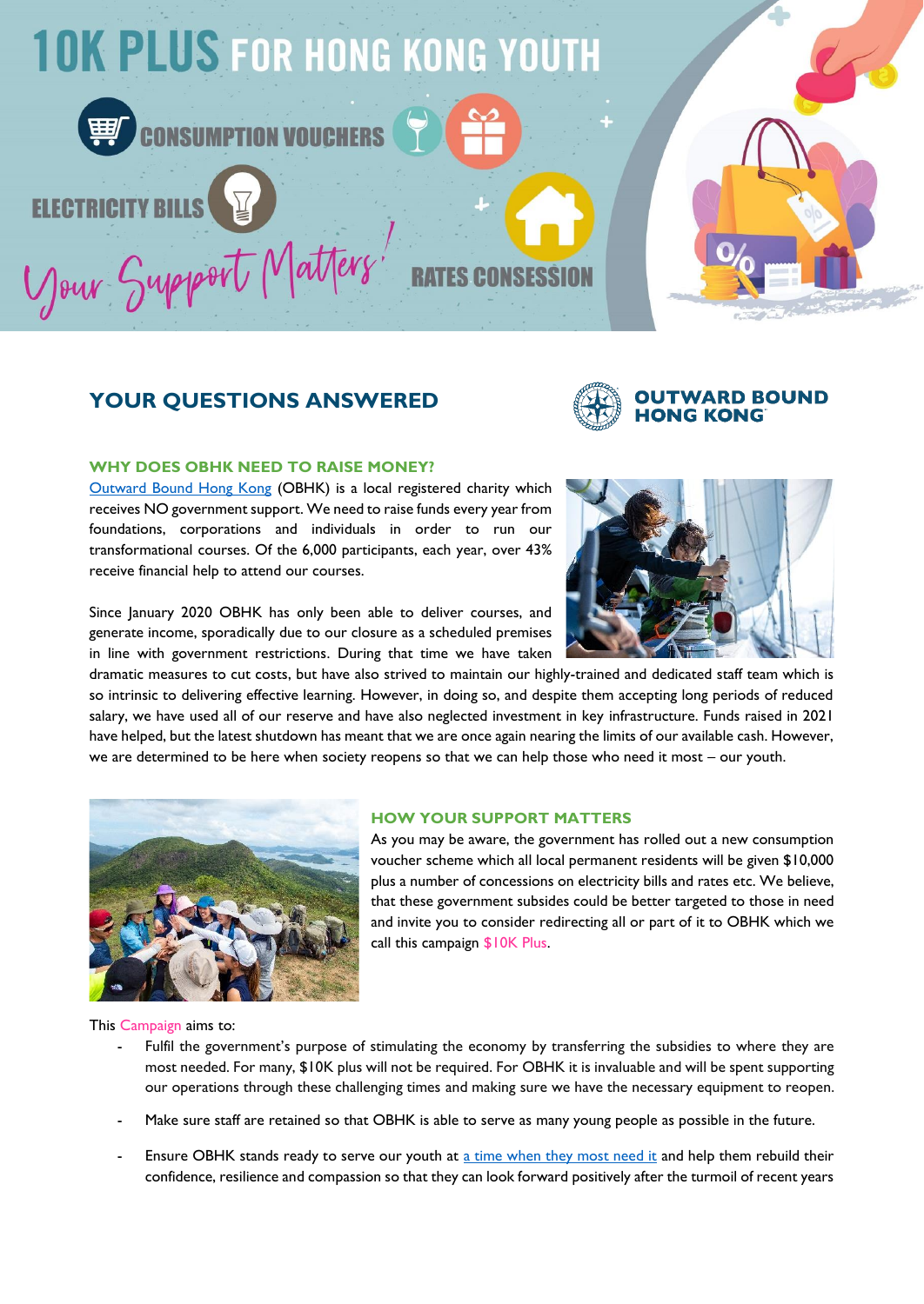# 10K PLUS FOR HONG KONG YOUTH

CONSUMPTION VOUCHERS

ELECTRICITY BILLS

Your Support Matters!

RATES CONSESSION

## YOUR QUESTIONS ANSWERED

OUTWARD BOUND HONG KONG

### WHY DOES OBHK NEED TO RAISE MONEY?

Outward Bound Hong Kong (OBHK) is a local registered charity which receives NO government support. We need to raise funds every year from foundations, corporations and individuals in order to run our transformational courses. Of the 6,000 participants, each year, over 43% receive financial help to attend our courses.

Since January 2020 OBHK has only been able to deliver courses, and generate income, sporadically due to our closure as a scheduled premises in line with government restrictions. During that time we have taken dramatic measures to cut costs, but have also strived to maintain our highly-trained and dedicated staff team which is so intrinsic to delivering effective learning. However, in doing so, and despite them accepting long periods of reduced salary, we have used all of our reserve and have also neglected investment in key infrastructure. Funds raised in 2021 have helped, but the latest shutdown has meant that we are once again nearing the limits of our available cash. However, we are determined to be here when society reopens so that we can help those who need it most – our youth.

### HOW YOUR SUPPORT MATTERS

As you may be aware, the government has rolled out a new consumption voucher scheme which all local permanent residents will be given $10,000 plus a number of concessions on electricity bills and rates etc. We believe, that these government subsides could be better targeted to those in need and invite you to consider redirecting all or part of it to OBHK which we call this campaign $10K Plus.

This Campaign aims to:

- Fulfil the government's purpose of stimulating the economy by transferring the subsidies to where they are most needed. For many, $10K plus will not be required. For OBHK it is invaluable and will be spent supporting our operations through these challenging times and making sure we have the necessary equipment to reopen.
- Make sure staff are retained so that OBHK is able to serve as many young people as possible in the future.
- Ensure OBHK stands ready to serve our youth at a time when they most need it and help them rebuild their confidence, resilience and compassion so that they can look forward positively after the turmoil of recent years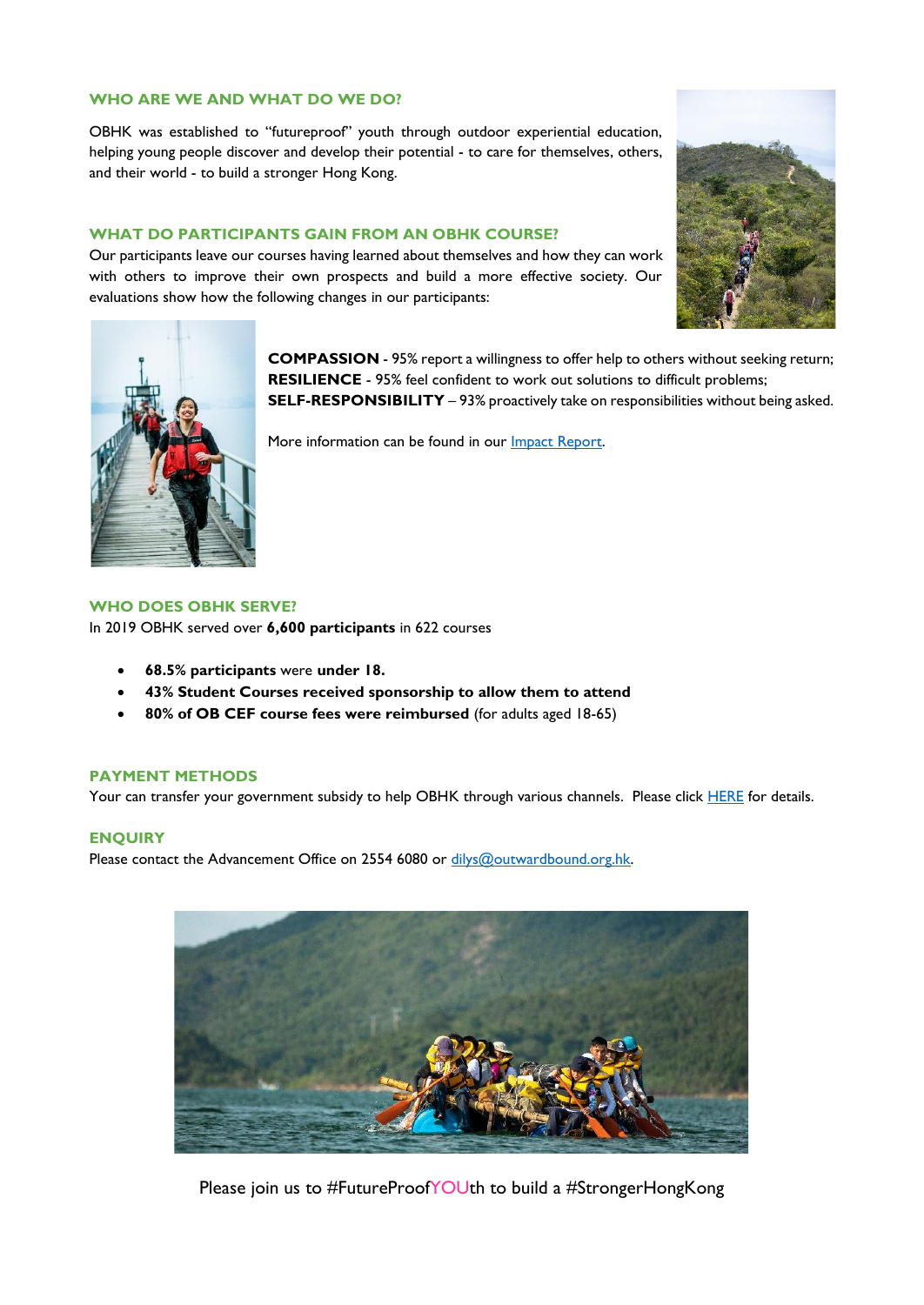## WHO ARE WE AND WHAT DO WE DO?

OBHK was established to "futureproof" youth through outdoor experiential education, helping young people discover and develop their potential - to care for themselves, others, and their world - to build a stronger Hong Kong.

## WHAT DO PARTICIPANTS GAIN FROM AN OBHK COURSE?

Our participants leave our courses having learned about themselves and how they can work with others to improve their own prospects and build a more effective society. Our evaluations show how the following changes in our participants:

**COMPASSION** - 95% report a willingness to offer help to others without seeking return;
**RESILIENCE** - 95% feel confident to work out solutions to difficult problems;
**SELF-RESPONSIBILITY** – 93% proactively take on responsibilities without being asked.

More information can be found in our Impact Report.

## WHO DOES OBHK SERVE?

In 2019 OBHK served over **6,600 participants** in 622 courses

- **68.5% participants** were **under 18.**
- **43% Student Courses received sponsorship to allow them to attend**
- **80% of OB CEF course fees were reimbursed** (for adults aged 18-65)

## PAYMENT METHODS

Your can transfer your government subsidy to help OBHK through various channels. Please click HERE for details.

## ENQUIRY

Please contact the Advancement Office on 2554 6080 or dilys@outwardbound.org.hk.

Please join us to #FutureProofYOUth to build a #StrongerHongKong